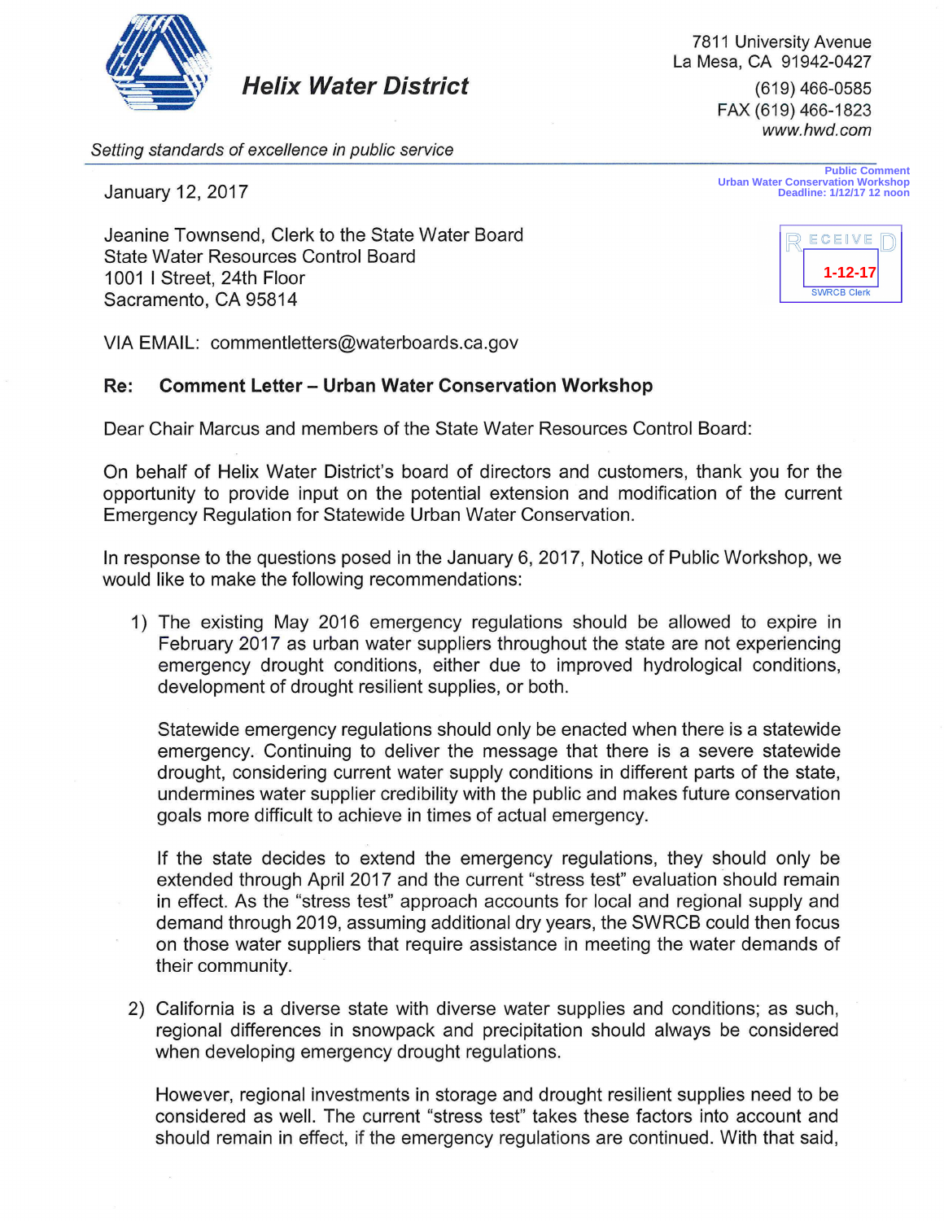**Helix Water District**

7811 University Avenue
La Mesa, CA 91942-0427
(619) 466-0585
FAX (619) 466-1823
*www.hwd.com*

*Setting standards of excellence in public service*

Public Comment
Urban Water Conservation Workshop
Deadline: 1/12/17 12 noon

RECEIVED
1-12-17
SWRCB Clerk

January 12, 2017

Jeanine Townsend, Clerk to the State Water Board
State Water Resources Control Board
1001 I Street, 24th Floor
Sacramento, CA 95814

VIA EMAIL: commentletters@waterboards.ca.gov

**Re: Comment Letter – Urban Water Conservation Workshop**

Dear Chair Marcus and members of the State Water Resources Control Board:

On behalf of Helix Water District's board of directors and customers, thank you for the opportunity to provide input on the potential extension and modification of the current Emergency Regulation for Statewide Urban Water Conservation.

In response to the questions posed in the January 6, 2017, Notice of Public Workshop, we would like to make the following recommendations:

1) The existing May 2016 emergency regulations should be allowed to expire in February 2017 as urban water suppliers throughout the state are not experiencing emergency drought conditions, either due to improved hydrological conditions, development of drought resilient supplies, or both.

   Statewide emergency regulations should only be enacted when there is a statewide emergency. Continuing to deliver the message that there is a severe statewide drought, considering current water supply conditions in different parts of the state, undermines water supplier credibility with the public and makes future conservation goals more difficult to achieve in times of actual emergency.

   If the state decides to extend the emergency regulations, they should only be extended through April 2017 and the current "stress test" evaluation should remain in effect. As the "stress test" approach accounts for local and regional supply and demand through 2019, assuming additional dry years, the SWRCB could then focus on those water suppliers that require assistance in meeting the water demands of their community.

2) California is a diverse state with diverse water supplies and conditions; as such, regional differences in snowpack and precipitation should always be considered when developing emergency drought regulations.

   However, regional investments in storage and drought resilient supplies need to be considered as well. The current "stress test" takes these factors into account and should remain in effect, if the emergency regulations are continued. With that said,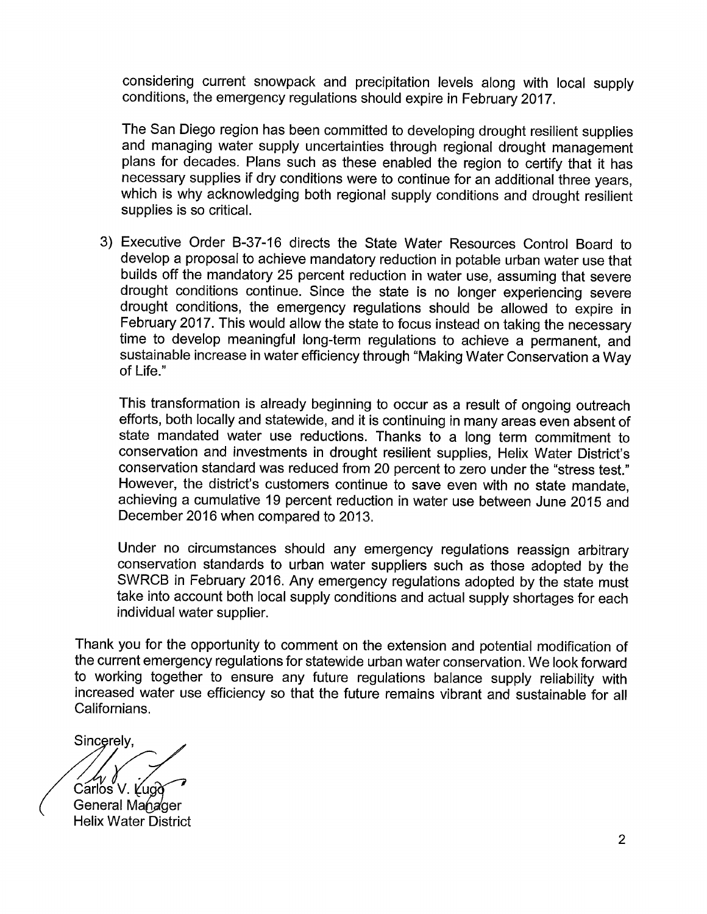considering current snowpack and precipitation levels along with local supply conditions, the emergency regulations should expire in February 2017.

The San Diego region has been committed to developing drought resilient supplies and managing water supply uncertainties through regional drought management plans for decades. Plans such as these enabled the region to certify that it has necessary supplies if dry conditions were to continue for an additional three years, which is why acknowledging both regional supply conditions and drought resilient supplies is so critical.

3) Executive Order B-37-16 directs the State Water Resources Control Board to develop a proposal to achieve mandatory reduction in potable urban water use that builds off the mandatory 25 percent reduction in water use, assuming that severe drought conditions continue. Since the state is no longer experiencing severe drought conditions, the emergency regulations should be allowed to expire in February 2017. This would allow the state to focus instead on taking the necessary time to develop meaningful long-term regulations to achieve a permanent, and sustainable increase in water efficiency through "Making Water Conservation a Way of Life."

   This transformation is already beginning to occur as a result of ongoing outreach efforts, both locally and statewide, and it is continuing in many areas even absent of state mandated water use reductions. Thanks to a long term commitment to conservation and investments in drought resilient supplies, Helix Water District's conservation standard was reduced from 20 percent to zero under the "stress test." However, the district's customers continue to save even with no state mandate, achieving a cumulative 19 percent reduction in water use between June 2015 and December 2016 when compared to 2013.

   Under no circumstances should any emergency regulations reassign arbitrary conservation standards to urban water suppliers such as those adopted by the SWRCB in February 2016. Any emergency regulations adopted by the state must take into account both local supply conditions and actual supply shortages for each individual water supplier.

Thank you for the opportunity to comment on the extension and potential modification of the current emergency regulations for statewide urban water conservation. We look forward to working together to ensure any future regulations balance supply reliability with increased water use efficiency so that the future remains vibrant and sustainable for all Californians.

Sincerely,

Carlos V. Lugo
General Manager
Helix Water District